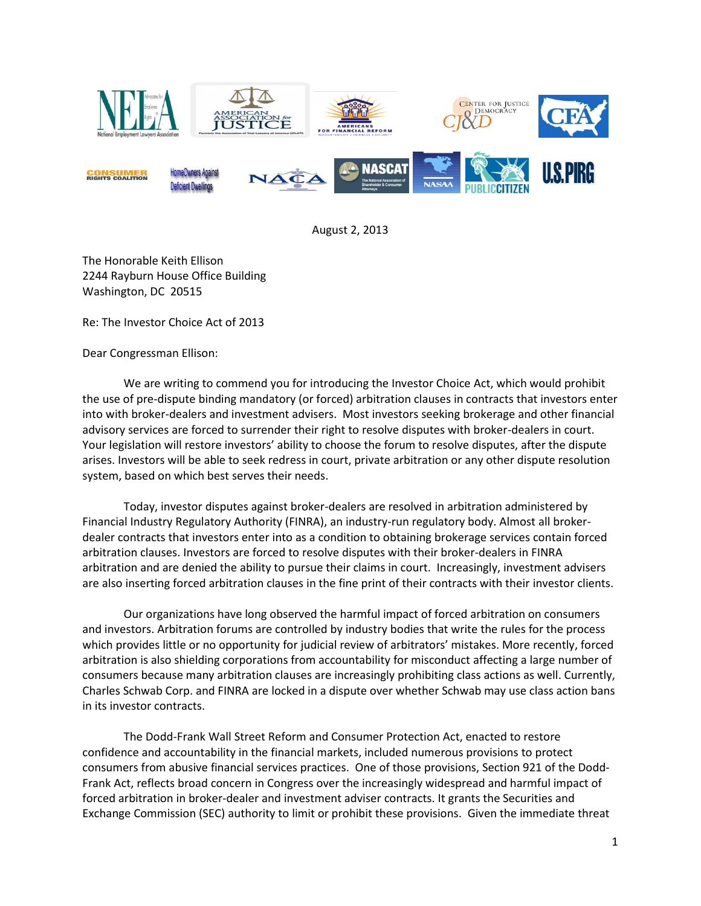August 2, 2013

The Honorable Keith Ellison
2244 Rayburn House Office Building
Washington, DC 20515

Re: The Investor Choice Act of 2013

Dear Congressman Ellison:

We are writing to commend you for introducing the Investor Choice Act, which would prohibit the use of pre-dispute binding mandatory (or forced) arbitration clauses in contracts that investors enter into with broker-dealers and investment advisers. Most investors seeking brokerage and other financial advisory services are forced to surrender their right to resolve disputes with broker-dealers in court. Your legislation will restore investors' ability to choose the forum to resolve disputes, after the dispute arises. Investors will be able to seek redress in court, private arbitration or any other dispute resolution system, based on which best serves their needs.

Today, investor disputes against broker-dealers are resolved in arbitration administered by Financial Industry Regulatory Authority (FINRA), an industry-run regulatory body. Almost all broker-dealer contracts that investors enter into as a condition to obtaining brokerage services contain forced arbitration clauses. Investors are forced to resolve disputes with their broker-dealers in FINRA arbitration and are denied the ability to pursue their claims in court. Increasingly, investment advisers are also inserting forced arbitration clauses in the fine print of their contracts with their investor clients.

Our organizations have long observed the harmful impact of forced arbitration on consumers and investors. Arbitration forums are controlled by industry bodies that write the rules for the process which provides little or no opportunity for judicial review of arbitrators' mistakes. More recently, forced arbitration is also shielding corporations from accountability for misconduct affecting a large number of consumers because many arbitration clauses are increasingly prohibiting class actions as well. Currently, Charles Schwab Corp. and FINRA are locked in a dispute over whether Schwab may use class action bans in its investor contracts.

The Dodd-Frank Wall Street Reform and Consumer Protection Act, enacted to restore confidence and accountability in the financial markets, included numerous provisions to protect consumers from abusive financial services practices. One of those provisions, Section 921 of the Dodd-Frank Act, reflects broad concern in Congress over the increasingly widespread and harmful impact of forced arbitration in broker-dealer and investment adviser contracts. It grants the Securities and Exchange Commission (SEC) authority to limit or prohibit these provisions. Given the immediate threat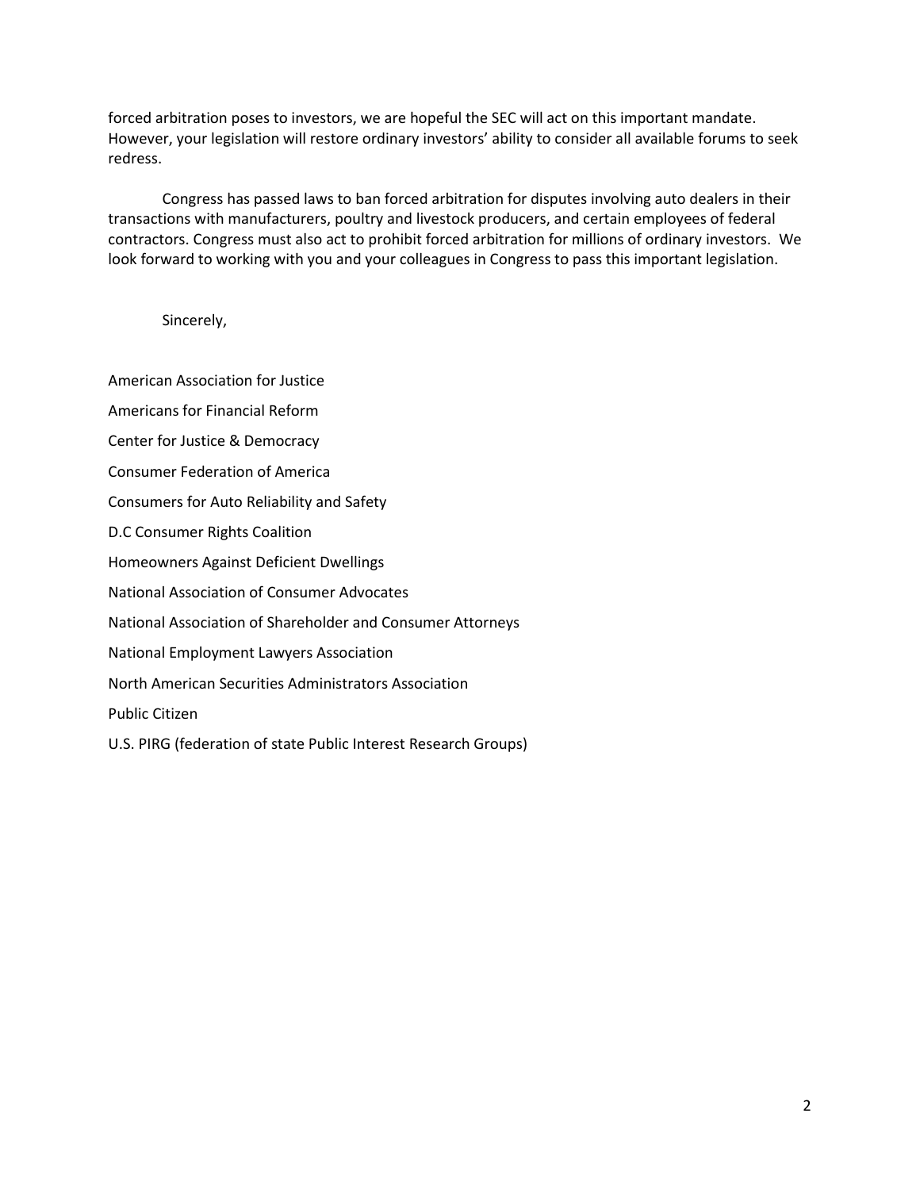forced arbitration poses to investors, we are hopeful the SEC will act on this important mandate. However, your legislation will restore ordinary investors' ability to consider all available forums to seek redress.

Congress has passed laws to ban forced arbitration for disputes involving auto dealers in their transactions with manufacturers, poultry and livestock producers, and certain employees of federal contractors. Congress must also act to prohibit forced arbitration for millions of ordinary investors. We look forward to working with you and your colleagues in Congress to pass this important legislation.

Sincerely,

American Association for Justice

Americans for Financial Reform

Center for Justice & Democracy

Consumer Federation of America

Consumers for Auto Reliability and Safety

D.C Consumer Rights Coalition

Homeowners Against Deficient Dwellings

National Association of Consumer Advocates

National Association of Shareholder and Consumer Attorneys

National Employment Lawyers Association

North American Securities Administrators Association

Public Citizen

U.S. PIRG (federation of state Public Interest Research Groups)